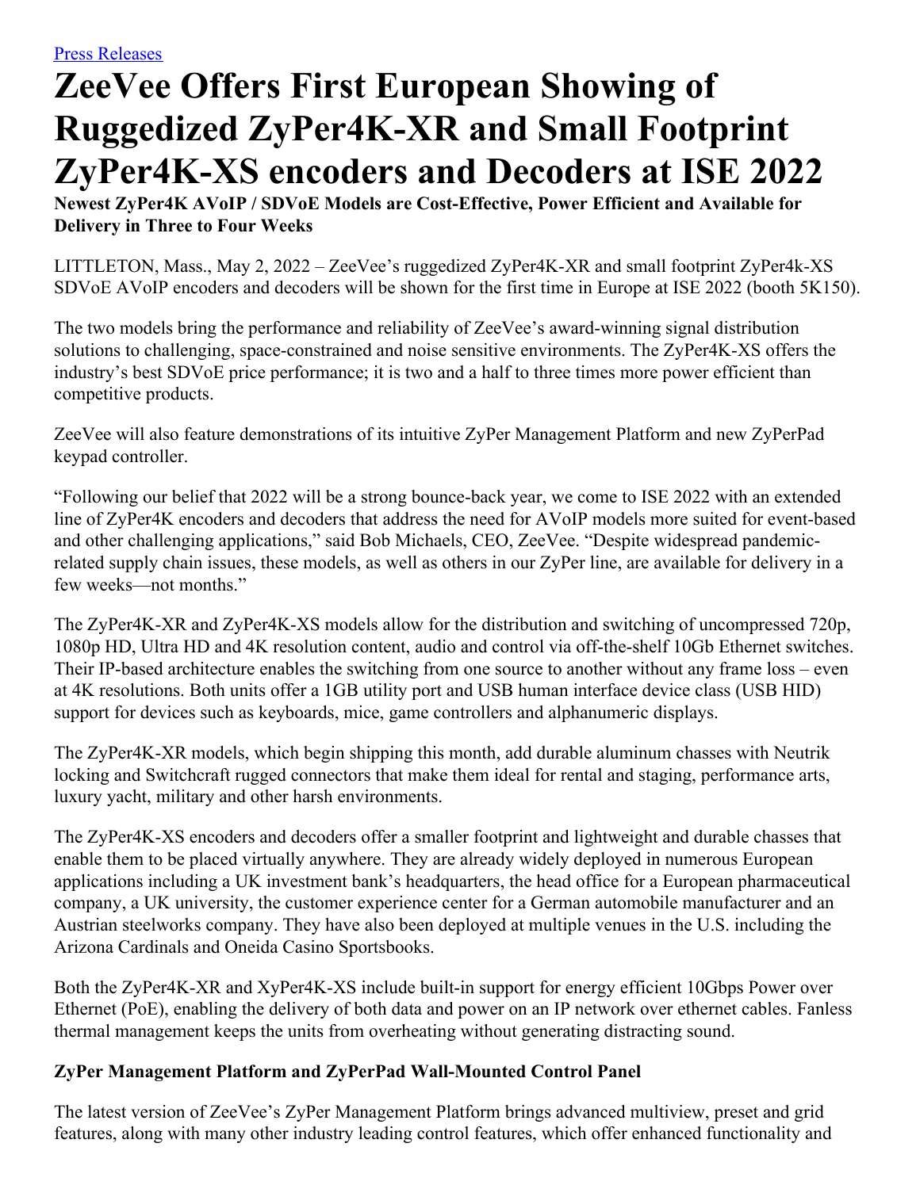[Press Releases](#)

# ZeeVee Offers First European Showing of Ruggedized ZyPer4K-XR and Small Footprint ZyPer4K-XS encoders and Decoders at ISE 2022

**Newest ZyPer4K AVoIP / SDVoE Models are Cost-Effective, Power Efficient and Available for Delivery in Three to Four Weeks**

LITTLETON, Mass., May 2, 2022 – ZeeVee's ruggedized ZyPer4K-XR and small footprint ZyPer4k-XS SDVoE AVoIP encoders and decoders will be shown for the first time in Europe at ISE 2022 (booth 5K150).

The two models bring the performance and reliability of ZeeVee's award-winning signal distribution solutions to challenging, space-constrained and noise sensitive environments. The ZyPer4K-XS offers the industry's best SDVoE price performance; it is two and a half to three times more power efficient than competitive products.

ZeeVee will also feature demonstrations of its intuitive ZyPer Management Platform and new ZyPerPad keypad controller.

"Following our belief that 2022 will be a strong bounce-back year, we come to ISE 2022 with an extended line of ZyPer4K encoders and decoders that address the need for AVoIP models more suited for event-based and other challenging applications," said Bob Michaels, CEO, ZeeVee. "Despite widespread pandemic-related supply chain issues, these models, as well as others in our ZyPer line, are available for delivery in a few weeks—not months."

The ZyPer4K-XR and ZyPer4K-XS models allow for the distribution and switching of uncompressed 720p, 1080p HD, Ultra HD and 4K resolution content, audio and control via off-the-shelf 10Gb Ethernet switches. Their IP-based architecture enables the switching from one source to another without any frame loss – even at 4K resolutions. Both units offer a 1GB utility port and USB human interface device class (USB HID) support for devices such as keyboards, mice, game controllers and alphanumeric displays.

The ZyPer4K-XR models, which begin shipping this month, add durable aluminum chasses with Neutrik locking and Switchcraft rugged connectors that make them ideal for rental and staging, performance arts, luxury yacht, military and other harsh environments.

The ZyPer4K-XS encoders and decoders offer a smaller footprint and lightweight and durable chasses that enable them to be placed virtually anywhere. They are already widely deployed in numerous European applications including a UK investment bank's headquarters, the head office for a European pharmaceutical company, a UK university, the customer experience center for a German automobile manufacturer and an Austrian steelworks company. They have also been deployed at multiple venues in the U.S. including the Arizona Cardinals and Oneida Casino Sportsbooks.

Both the ZyPer4K-XR and XyPer4K-XS include built-in support for energy efficient 10Gbps Power over Ethernet (PoE), enabling the delivery of both data and power on an IP network over ethernet cables. Fanless thermal management keeps the units from overheating without generating distracting sound.

### ZyPer Management Platform and ZyPerPad Wall-Mounted Control Panel

The latest version of ZeeVee's ZyPer Management Platform brings advanced multiview, preset and grid features, along with many other industry leading control features, which offer enhanced functionality and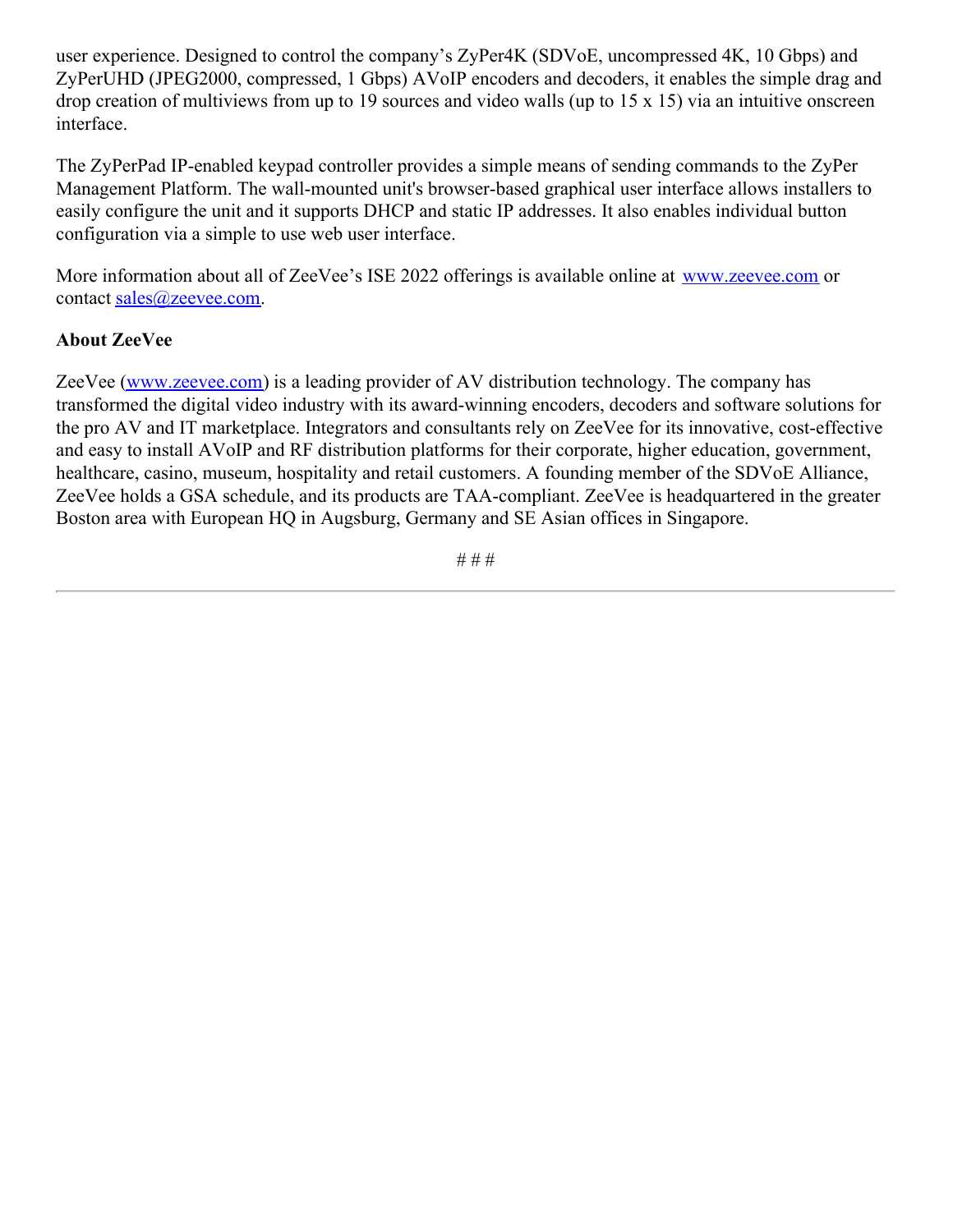user experience. Designed to control the company's ZyPer4K (SDVoE, uncompressed 4K, 10 Gbps) and ZyPerUHD (JPEG2000, compressed, 1 Gbps) AVoIP encoders and decoders, it enables the simple drag and drop creation of multiviews from up to 19 sources and video walls (up to 15 x 15) via an intuitive onscreen interface.

The ZyPerPad IP-enabled keypad controller provides a simple means of sending commands to the ZyPer Management Platform. The wall-mounted unit's browser-based graphical user interface allows installers to easily configure the unit and it supports DHCP and static IP addresses. It also enables individual button configuration via a simple to use web user interface.

More information about all of ZeeVee's ISE 2022 offerings is available online at [www.zeevee.com](http://www.zeevee.com) or contact [sales@zeevee.com](mailto:sales@zeevee.com).

**About ZeeVee**

ZeeVee ([www.zeevee.com](http://www.zeevee.com)) is a leading provider of AV distribution technology. The company has transformed the digital video industry with its award-winning encoders, decoders and software solutions for the pro AV and IT marketplace. Integrators and consultants rely on ZeeVee for its innovative, cost-effective and easy to install AVoIP and RF distribution platforms for their corporate, higher education, government, healthcare, casino, museum, hospitality and retail customers. A founding member of the SDVoE Alliance, ZeeVee holds a GSA schedule, and its products are TAA-compliant. ZeeVee is headquartered in the greater Boston area with European HQ in Augsburg, Germany and SE Asian offices in Singapore.

# # #